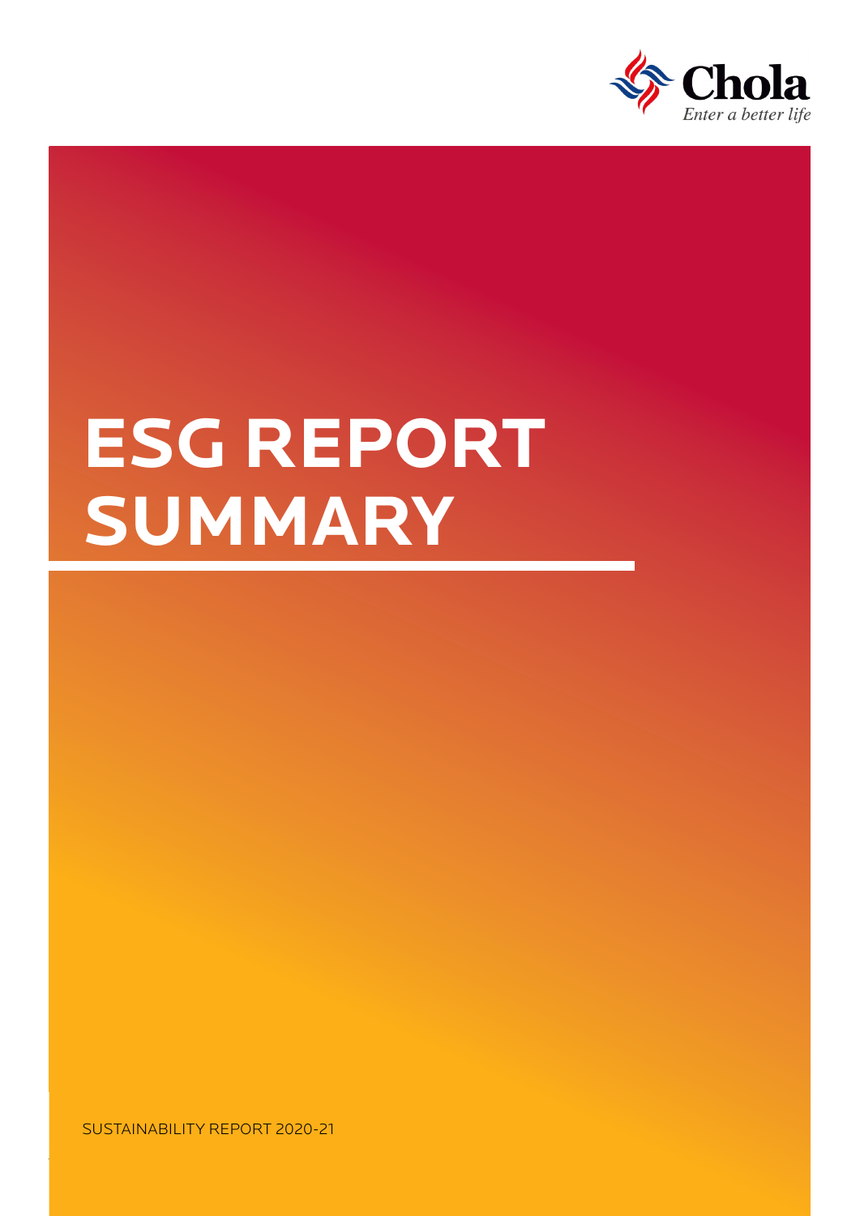Chola

*Enter a better life*

# ESG REPORT SUMMARY

SUSTAINABILITY REPORT 2020-21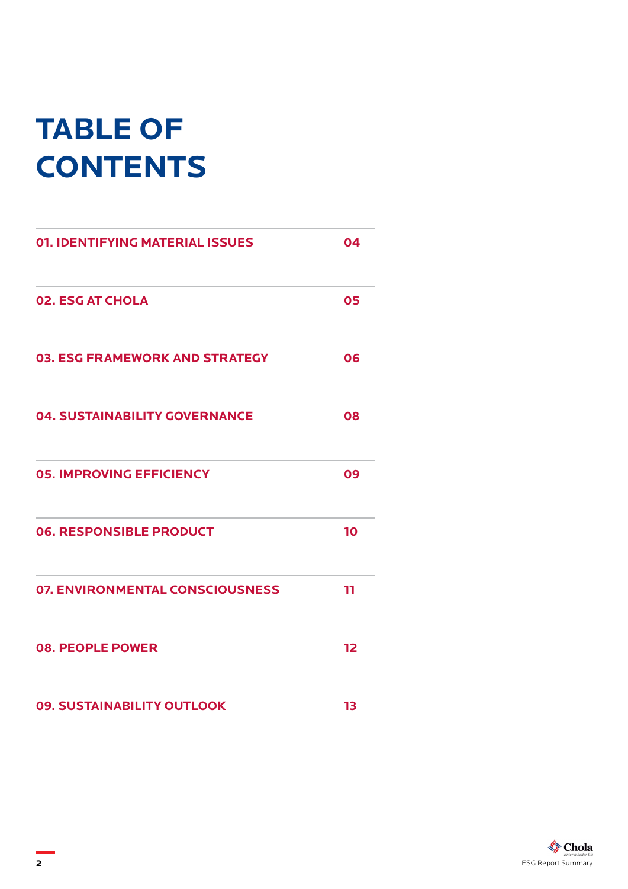# TABLE OF CONTENTS

| | |
|---|---|
| **01. IDENTIFYING MATERIAL ISSUES** | **04** |
| **02. ESG AT CHOLA** | **05** |
| **03. ESG FRAMEWORK AND STRATEGY** | **06** |
| **04. SUSTAINABILITY GOVERNANCE** | **08** |
| **05. IMPROVING EFFICIENCY** | **09** |
| **06. RESPONSIBLE PRODUCT** | **10** |
| **07. ENVIRONMENTAL CONSCIOUSNESS** | **11** |
| **08. PEOPLE POWER** | **12** |
| **09. SUSTAINABILITY OUTLOOK** | **13** |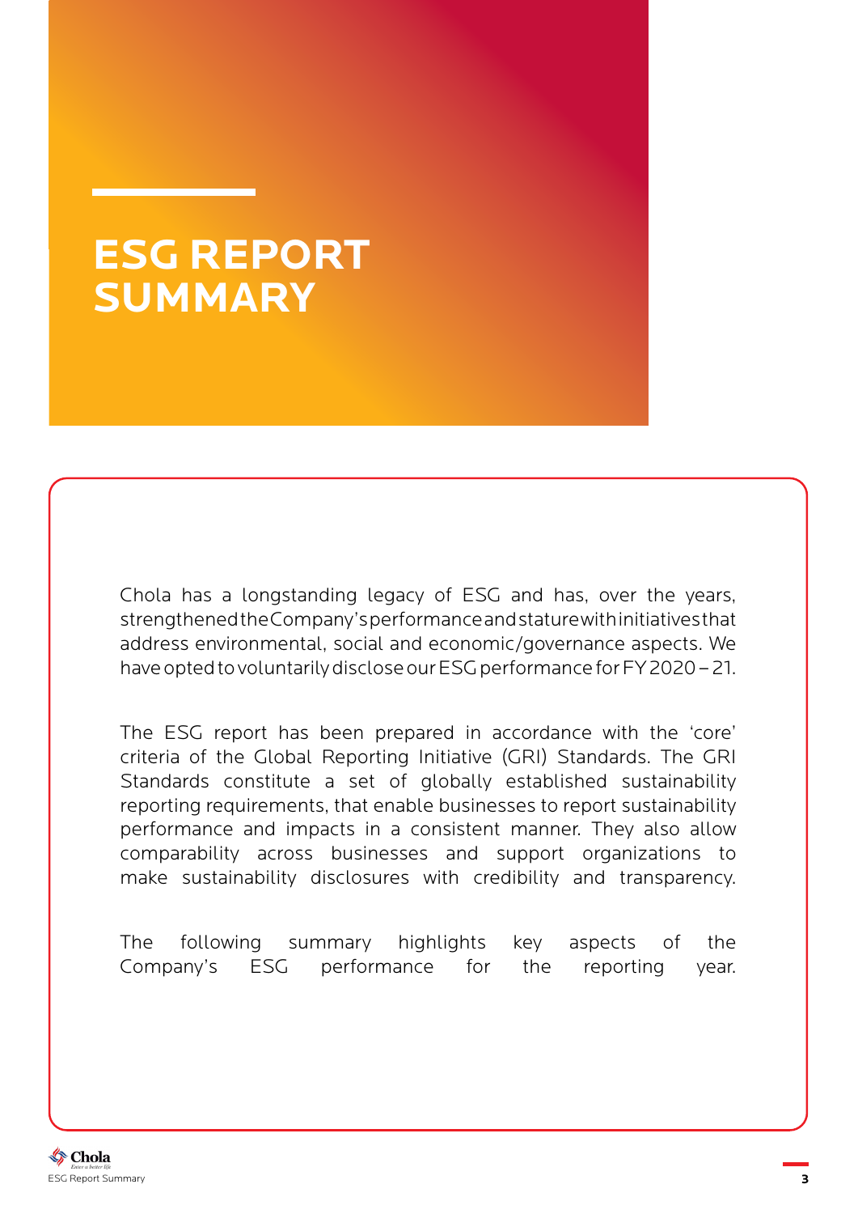# ESG REPORT SUMMARY

Chola has a longstanding legacy of ESG and has, over the years, strengthened the Company's performance and stature with initiatives that address environmental, social and economic/governance aspects. We have opted to voluntarily disclose our ESG performance for FY 2020 – 21.

The ESG report has been prepared in accordance with the 'core' criteria of the Global Reporting Initiative (GRI) Standards. The GRI Standards constitute a set of globally established sustainability reporting requirements, that enable businesses to report sustainability performance and impacts in a consistent manner. They also allow comparability across businesses and support organizations to make sustainability disclosures with credibility and transparency.

The following summary highlights key aspects of the Company's ESG performance for the reporting year.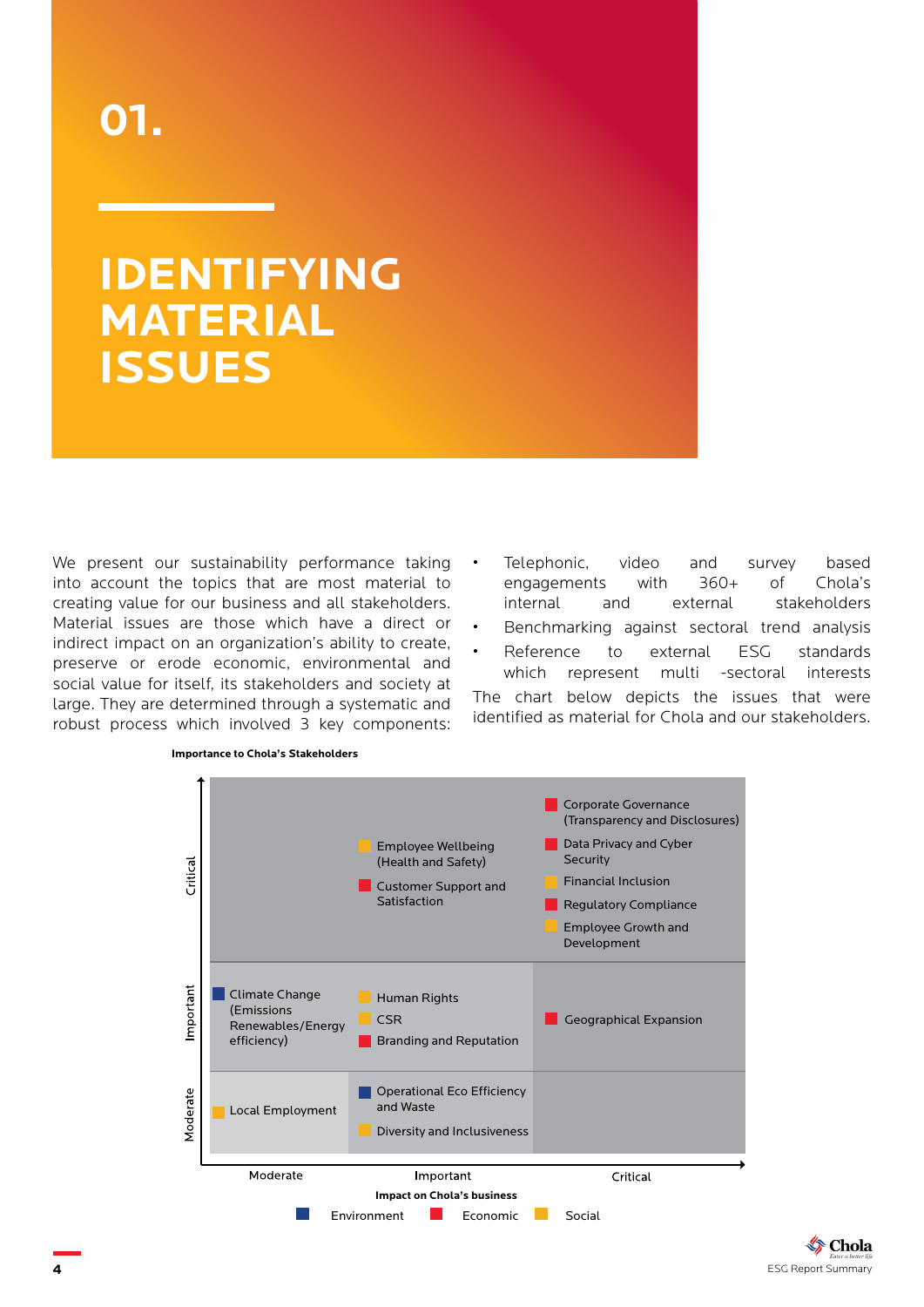# 01.

# IDENTIFYING MATERIAL ISSUES

We present our sustainability performance taking into account the topics that are most material to creating value for our business and all stakeholders. Material issues are those which have a direct or indirect impact on an organization's ability to create, preserve or erode economic, environmental and social value for itself, its stakeholders and society at large. They are determined through a systematic and robust process which involved 3 key components:

- Telephonic, video and survey based engagements with 360+ of Chola's internal and external stakeholders
- Benchmarking against sectoral trend analysis
- Reference to external ESG standards which represent multi -sectoral interests

The chart below depicts the issues that were identified as material for Chola and our stakeholders.

**Importance to Chola's Stakeholders** (rows) vs **Impact on Chola's business** (columns)

| Importance to Chola's Stakeholders | Moderate | Important | Critical |
|---|---|---|---|
| Critical | | Employee Wellbeing (Health and Safety) (Social); Customer Support and Satisfaction (Economic) | Corporate Governance (Transparency and Disclosures) (Economic); Data Privacy and Cyber Security (Economic); Financial Inclusion (Social); Regulatory Compliance (Economic); Employee Growth and Development (Social) |
| Important | Climate Change (Emissions Renewables/Energy efficiency) (Environment) | Human Rights (Social); CSR (Social); Branding and Reputation (Economic) | Geographical Expansion (Economic) |
| Moderate | Local Employment (Social) | Operational Eco Efficiency and Waste (Environment); Diversity and Inclusiveness (Social) | |

Legend: Environment, Economic, Social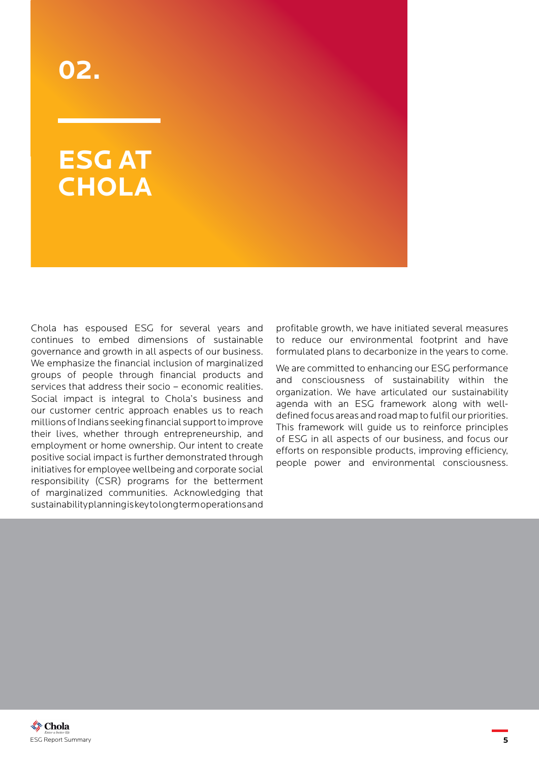# 02.

# ESG AT CHOLA

Chola has espoused ESG for several years and continues to embed dimensions of sustainable governance and growth in all aspects of our business. We emphasize the financial inclusion of marginalized groups of people through financial products and services that address their socio – economic realities. Social impact is integral to Chola's business and our customer centric approach enables us to reach millions of Indians seeking financial support to improve their lives, whether through entrepreneurship, and employment or home ownership. Our intent to create positive social impact is further demonstrated through initiatives for employee wellbeing and corporate social responsibility (CSR) programs for the betterment of marginalized communities. Acknowledging that sustainability planning is key to long term operations and profitable growth, we have initiated several measures to reduce our environmental footprint and have formulated plans to decarbonize in the years to come.

We are committed to enhancing our ESG performance and consciousness of sustainability within the organization. We have articulated our sustainability agenda with an ESG framework along with well-defined focus areas and road map to fulfil our priorities. This framework will guide us to reinforce principles of ESG in all aspects of our business, and focus our efforts on responsible products, improving efficiency, people power and environmental consciousness.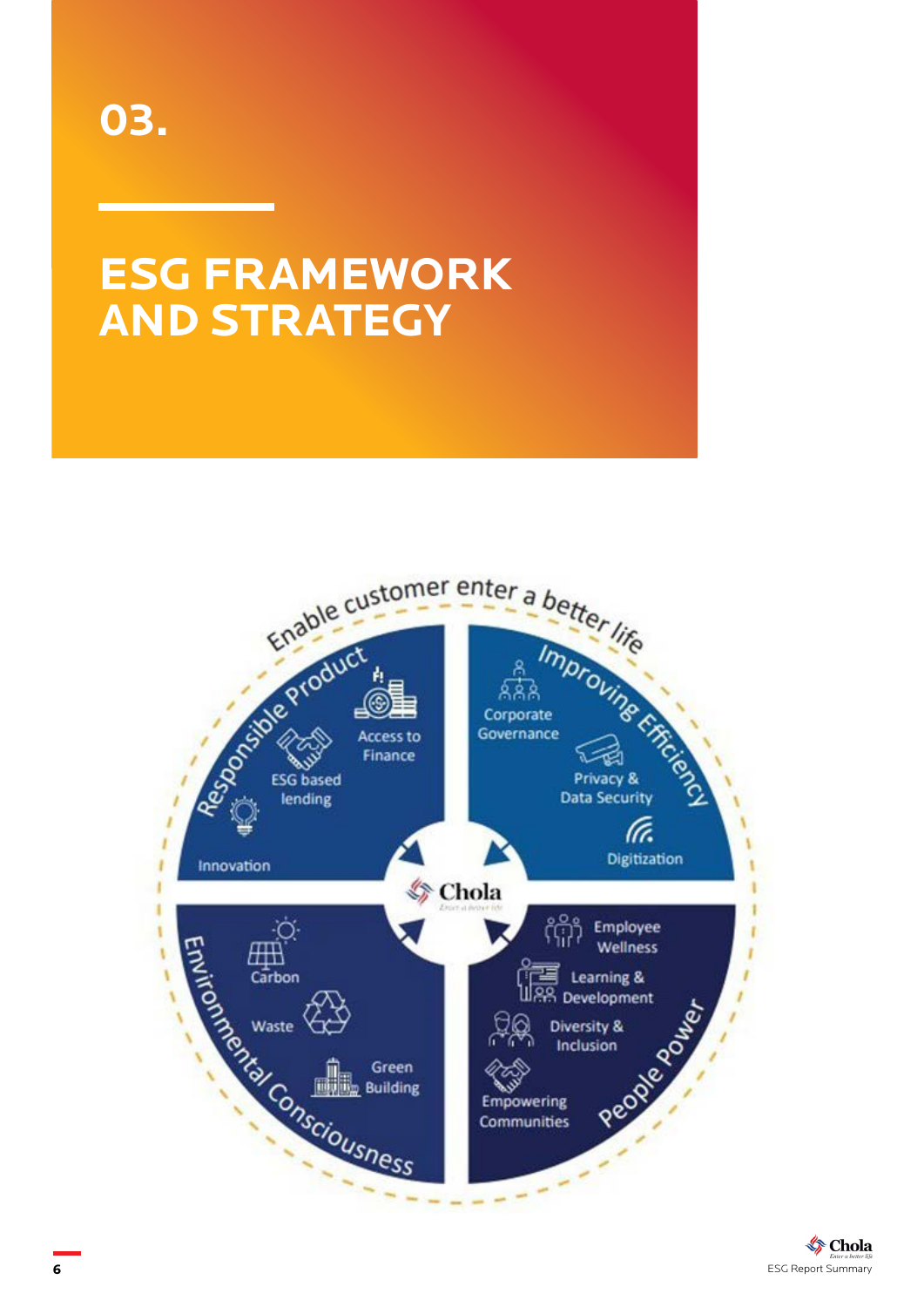# 03.

# ESG FRAMEWORK AND STRATEGY

Enable customer enter a better life

**Responsible Product**
- Access to Finance
- ESG based lending
- Innovation

**Improving Efficiency**
- Corporate Governance
- Privacy & Data Security
- Digitization

Chola

**Environmental Consciousness**
- Carbon
- Waste
- Green Building

**People Power**
- Employee Wellness
- Learning & Development
- Diversity & Inclusion
- Empowering Communities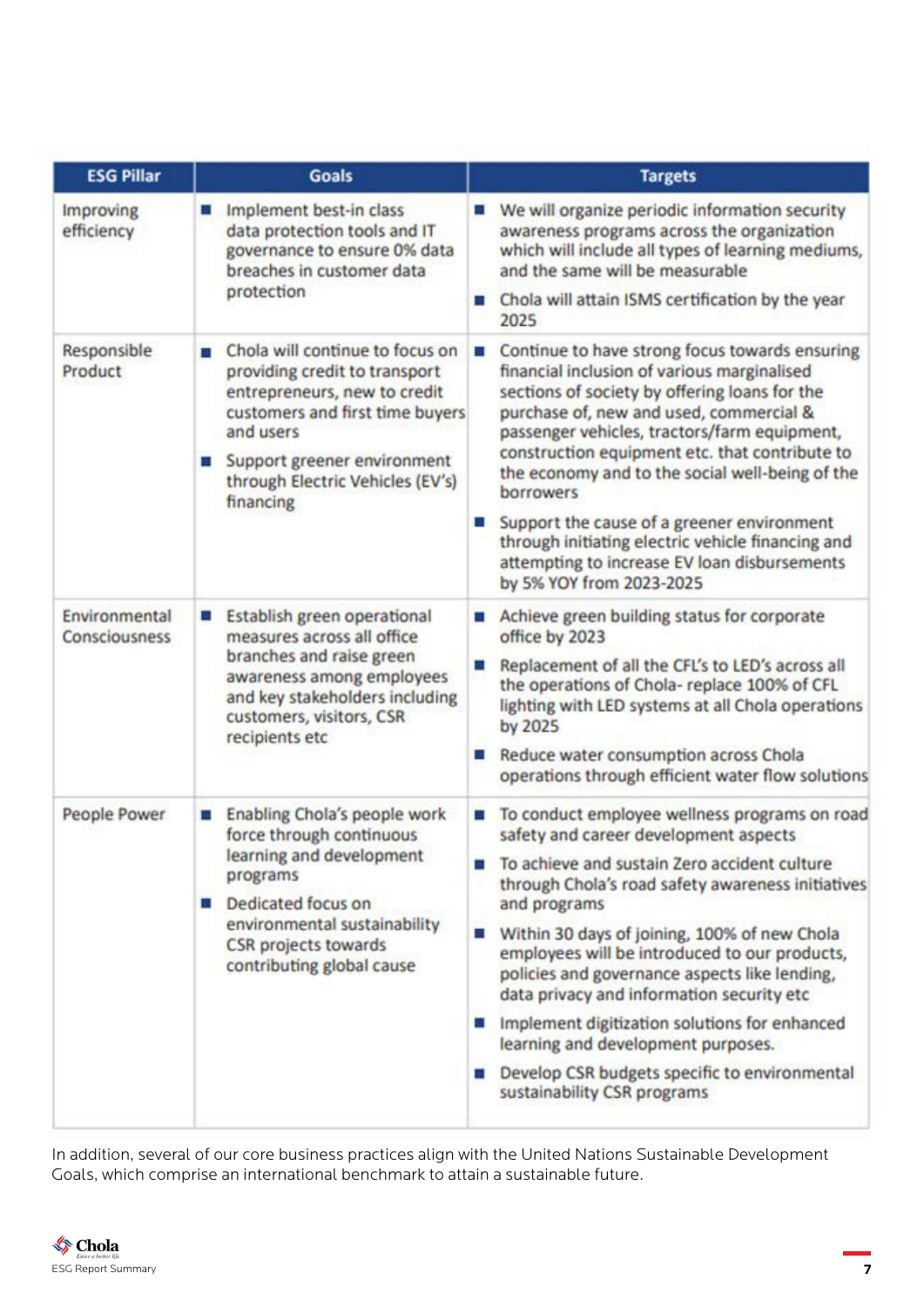| ESG Pillar | Goals | Targets |
|---|---|---|
| Improving efficiency | ■ Implement best-in class data protection tools and IT governance to ensure 0% data breaches in customer data protection | ■ We will organize periodic information security awareness programs across the organization which will include all types of learning mediums, and the same will be measurable<br>■ Chola will attain ISMS certification by the year 2025 |
| Responsible Product | ■ Chola will continue to focus on providing credit to transport entrepreneurs, new to credit customers and first time buyers and users<br>■ Support greener environment through Electric Vehicles (EV's) financing | ■ Continue to have strong focus towards ensuring financial inclusion of various marginalised sections of society by offering loans for the purchase of, new and used, commercial & passenger vehicles, tractors/farm equipment, construction equipment etc. that contribute to the economy and to the social well-being of the borrowers<br>■ Support the cause of a greener environment through initiating electric vehicle financing and attempting to increase EV loan disbursements by 5% YOY from 2023-2025 |
| Environmental Consciousness | ■ Establish green operational measures across all office branches and raise green awareness among employees and key stakeholders including customers, visitors, CSR recipients etc | ■ Achieve green building status for corporate office by 2023<br>■ Replacement of all the CFL's to LED's across all the operations of Chola- replace 100% of CFL lighting with LED systems at all Chola operations by 2025<br>■ Reduce water consumption across Chola operations through efficient water flow solutions |
| People Power | ■ Enabling Chola's people work force through continuous learning and development programs<br>■ Dedicated focus on environmental sustainability CSR projects towards contributing global cause | ■ To conduct employee wellness programs on road safety and career development aspects<br>■ To achieve and sustain Zero accident culture through Chola's road safety awareness initiatives and programs<br>■ Within 30 days of joining, 100% of new Chola employees will be introduced to our products, policies and governance aspects like lending, data privacy and information security etc<br>■ Implement digitization solutions for enhanced learning and development purposes.<br>■ Develop CSR budgets specific to environmental sustainability CSR programs |

In addition, several of our core business practices align with the United Nations Sustainable Development Goals, which comprise an international benchmark to attain a sustainable future.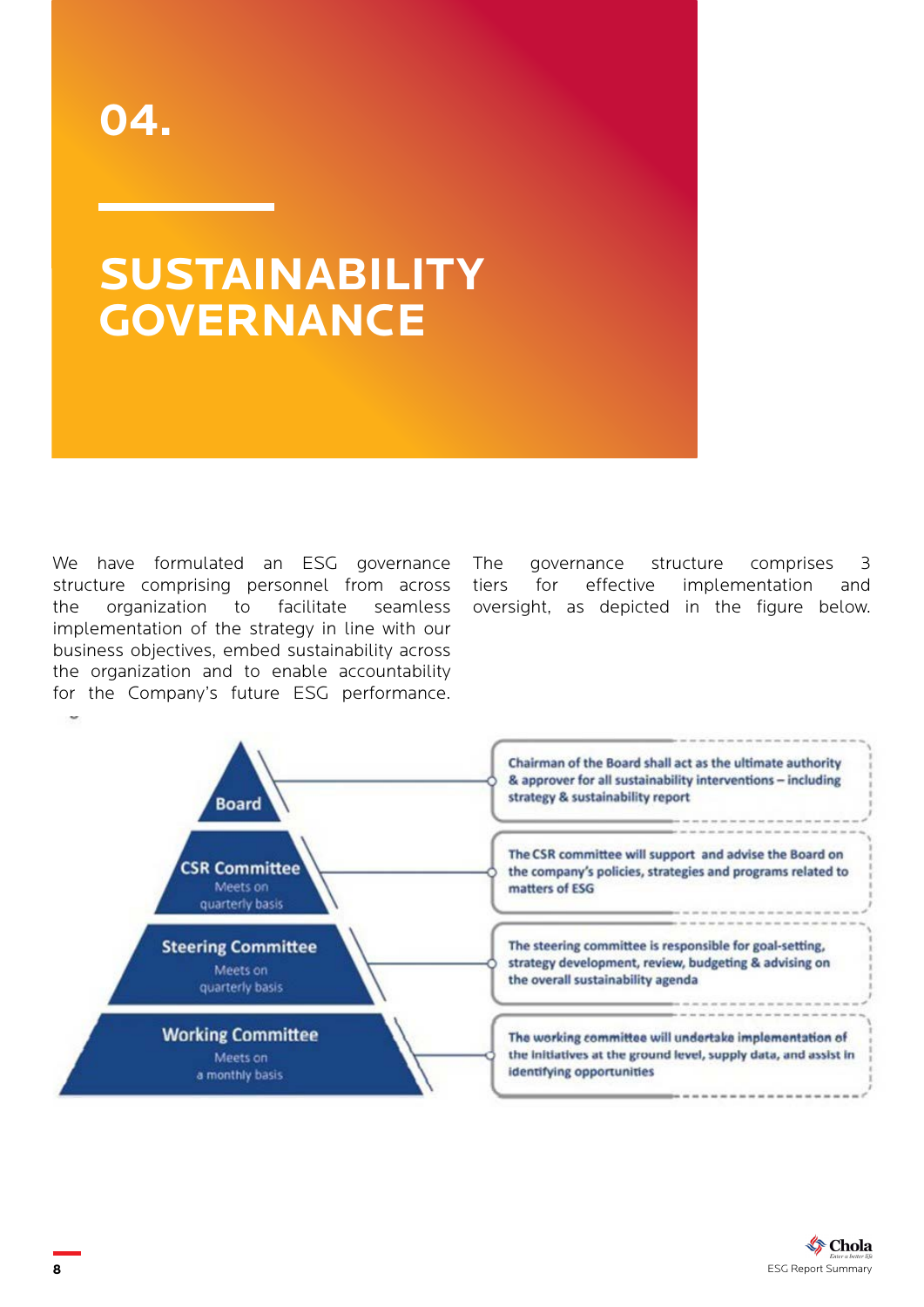# 04.

# SUSTAINABILITY GOVERNANCE

We have formulated an ESG governance structure comprising personnel from across the organization to facilitate seamless implementation of the strategy in line with our business objectives, embed sustainability across the organization and to enable accountability for the Company's future ESG performance.

The governance structure comprises 3 tiers for effective implementation and oversight, as depicted in the figure below.

| Tier | Role |
| --- | --- |
| **Board** | Chairman of the Board shall act as the ultimate authority & approver for all sustainability interventions – including strategy & sustainability report |
| **CSR Committee** Meets on quarterly basis | The CSR committee will support and advise the Board on the company's policies, strategies and programs related to matters of ESG |
| **Steering Committee** Meets on quarterly basis | The steering committee is responsible for goal-setting, strategy development, review, budgeting & advising on the overall sustainability agenda |
| **Working Committee** Meets on a monthly basis | The working committee will undertake implementation of the initiatives at the ground level, supply data, and assist in identifying opportunities |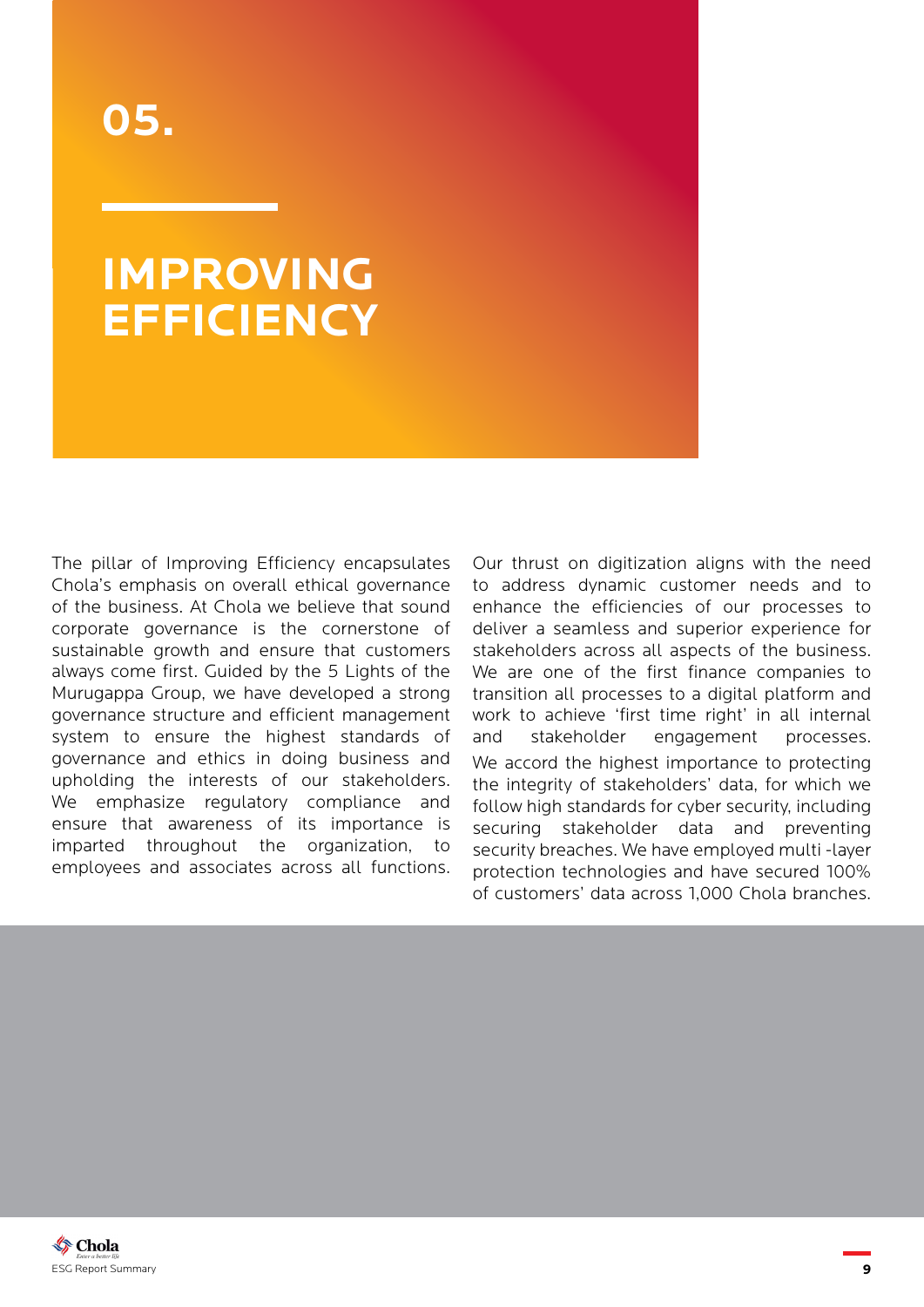# 05.

# IMPROVING EFFICIENCY

The pillar of Improving Efficiency encapsulates Chola's emphasis on overall ethical governance of the business. At Chola we believe that sound corporate governance is the cornerstone of sustainable growth and ensure that customers always come first. Guided by the 5 Lights of the Murugappa Group, we have developed a strong governance structure and efficient management system to ensure the highest standards of governance and ethics in doing business and upholding the interests of our stakeholders. We emphasize regulatory compliance and ensure that awareness of its importance is imparted throughout the organization, to employees and associates across all functions.

Our thrust on digitization aligns with the need to address dynamic customer needs and to enhance the efficiencies of our processes to deliver a seamless and superior experience for stakeholders across all aspects of the business. We are one of the first finance companies to transition all processes to a digital platform and work to achieve 'first time right' in all internal and stakeholder engagement processes.

We accord the highest importance to protecting the integrity of stakeholders' data, for which we follow high standards for cyber security, including securing stakeholder data and preventing security breaches. We have employed multi -layer protection technologies and have secured 100% of customers' data across 1,000 Chola branches.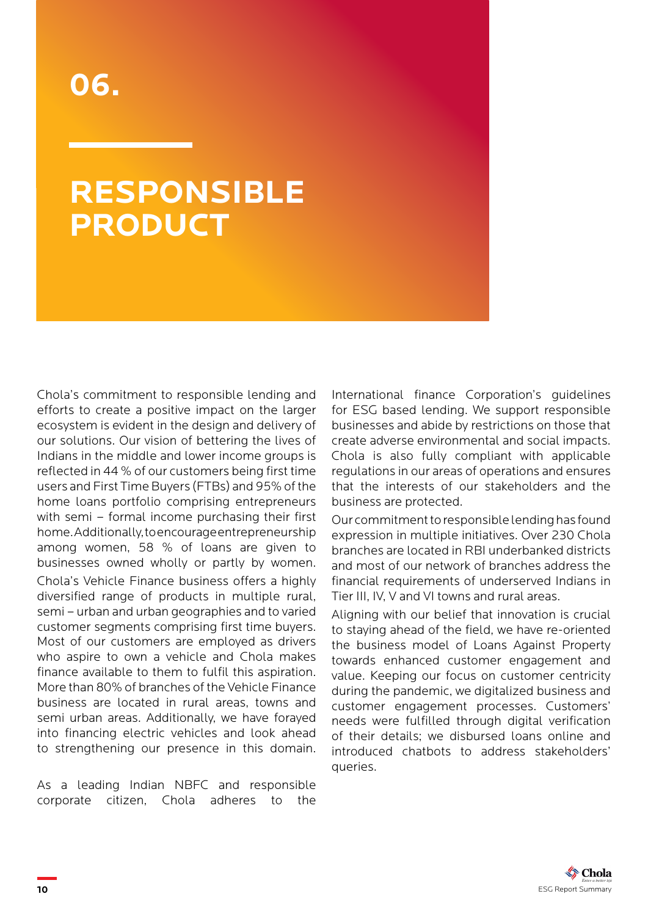# 06.

# RESPONSIBLE PRODUCT

Chola's commitment to responsible lending and efforts to create a positive impact on the larger ecosystem is evident in the design and delivery of our solutions. Our vision of bettering the lives of Indians in the middle and lower income groups is reflected in 44 % of our customers being first time users and First Time Buyers (FTBs) and 95% of the home loans portfolio comprising entrepreneurs with semi – formal income purchasing their first home. Additionally, to encourage entrepreneurship among women, 58 % of loans are given to businesses owned wholly or partly by women.

Chola's Vehicle Finance business offers a highly diversified range of products in multiple rural, semi – urban and urban geographies and to varied customer segments comprising first time buyers. Most of our customers are employed as drivers who aspire to own a vehicle and Chola makes finance available to them to fulfil this aspiration. More than 80% of branches of the Vehicle Finance business are located in rural areas, towns and semi urban areas. Additionally, we have forayed into financing electric vehicles and look ahead to strengthening our presence in this domain.

As a leading Indian NBFC and responsible corporate citizen, Chola adheres to the International finance Corporation's guidelines for ESG based lending. We support responsible businesses and abide by restrictions on those that create adverse environmental and social impacts. Chola is also fully compliant with applicable regulations in our areas of operations and ensures that the interests of our stakeholders and the business are protected.

Our commitment to responsible lending has found expression in multiple initiatives. Over 230 Chola branches are located in RBI underbanked districts and most of our network of branches address the financial requirements of underserved Indians in Tier III, IV, V and VI towns and rural areas.

Aligning with our belief that innovation is crucial to staying ahead of the field, we have re-oriented the business model of Loans Against Property towards enhanced customer engagement and value. Keeping our focus on customer centricity during the pandemic, we digitalized business and customer engagement processes. Customers' needs were fulfilled through digital verification of their details; we disbursed loans online and introduced chatbots to address stakeholders' queries.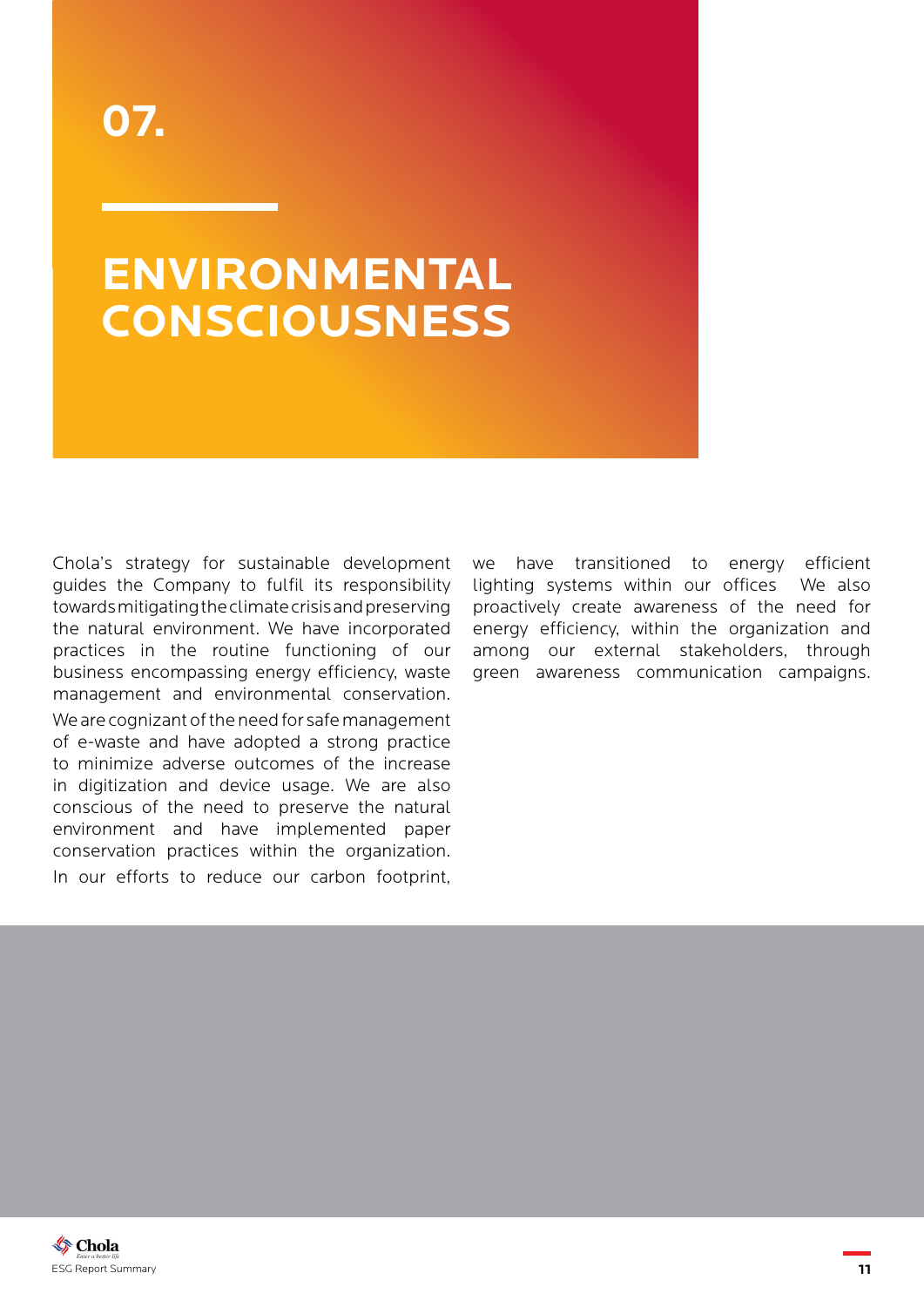# 07.

# ENVIRONMENTAL CONSCIOUSNESS

Chola's strategy for sustainable development guides the Company to fulfil its responsibility towards mitigating the climate crisis and preserving the natural environment. We have incorporated practices in the routine functioning of our business encompassing energy efficiency, waste management and environmental conservation.

We are cognizant of the need for safe management of e-waste and have adopted a strong practice to minimize adverse outcomes of the increase in digitization and device usage. We are also conscious of the need to preserve the natural environment and have implemented paper conservation practices within the organization.

In our efforts to reduce our carbon footprint, we have transitioned to energy efficient lighting systems within our offices  We also proactively create awareness of the need for energy efficiency, within the organization and among our external stakeholders, through green awareness communication campaigns.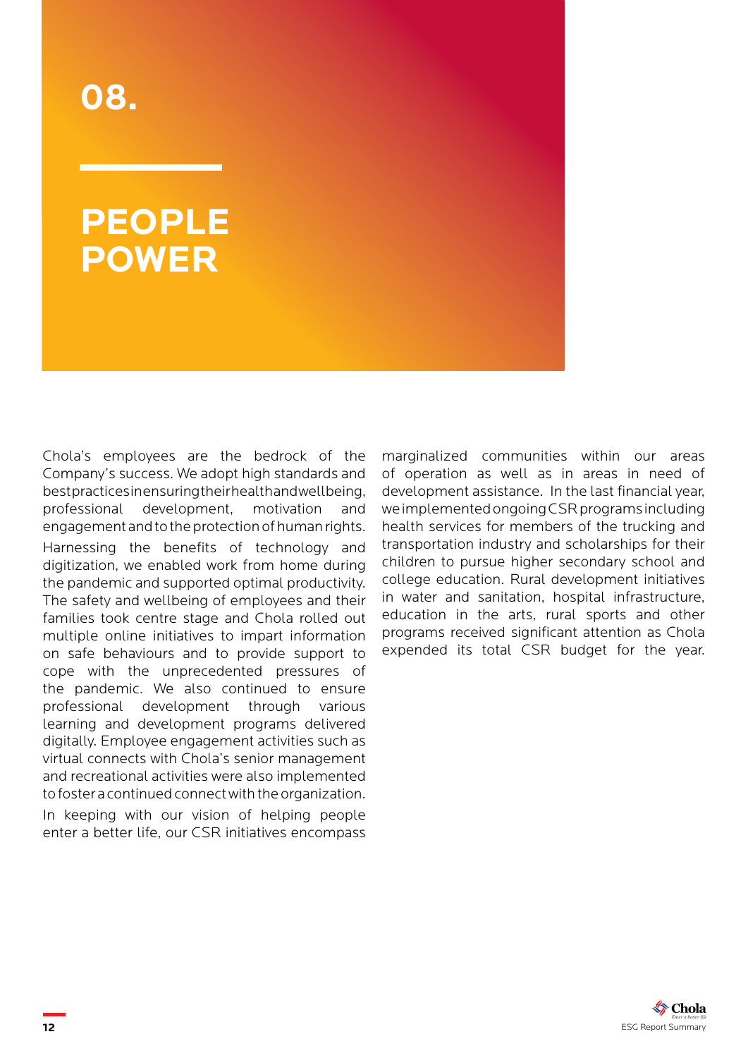# 08.

# PEOPLE POWER

Chola's employees are the bedrock of the Company's success. We adopt high standards and best practices in ensuring their health and wellbeing, professional development, motivation and engagement and to the protection of human rights.

Harnessing the benefits of technology and digitization, we enabled work from home during the pandemic and supported optimal productivity. The safety and wellbeing of employees and their families took centre stage and Chola rolled out multiple online initiatives to impart information on safe behaviours and to provide support to cope with the unprecedented pressures of the pandemic. We also continued to ensure professional development through various learning and development programs delivered digitally. Employee engagement activities such as virtual connects with Chola's senior management and recreational activities were also implemented to foster a continued connect with the organization.

In keeping with our vision of helping people enter a better life, our CSR initiatives encompass marginalized communities within our areas of operation as well as in areas in need of development assistance. In the last financial year, we implemented ongoing CSR programs including health services for members of the trucking and transportation industry and scholarships for their children to pursue higher secondary school and college education. Rural development initiatives in water and sanitation, hospital infrastructure, education in the arts, rural sports and other programs received significant attention as Chola expended its total CSR budget for the year.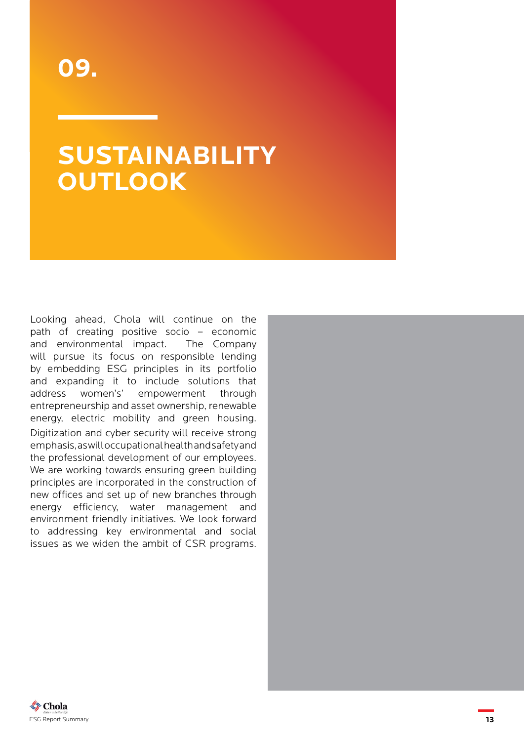# 09.

# SUSTAINABILITY OUTLOOK

Looking ahead, Chola will continue on the path of creating positive socio – economic and environmental impact. The Company will pursue its focus on responsible lending by embedding ESG principles in its portfolio and expanding it to include solutions that address women's' empowerment through entrepreneurship and asset ownership, renewable energy, electric mobility and green housing. Digitization and cyber security will receive strong emphasis, as will occupational health and safety and the professional development of our employees. We are working towards ensuring green building principles are incorporated in the construction of new offices and set up of new branches through energy efficiency, water management and environment friendly initiatives. We look forward to addressing key environmental and social issues as we widen the ambit of CSR programs.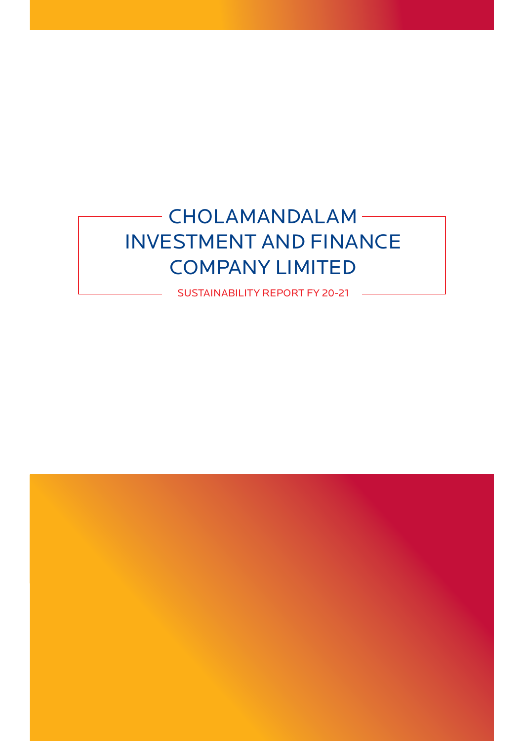# CHOLAMANDALAM INVESTMENT AND FINANCE COMPANY LIMITED

SUSTAINABILITY REPORT FY 20-21